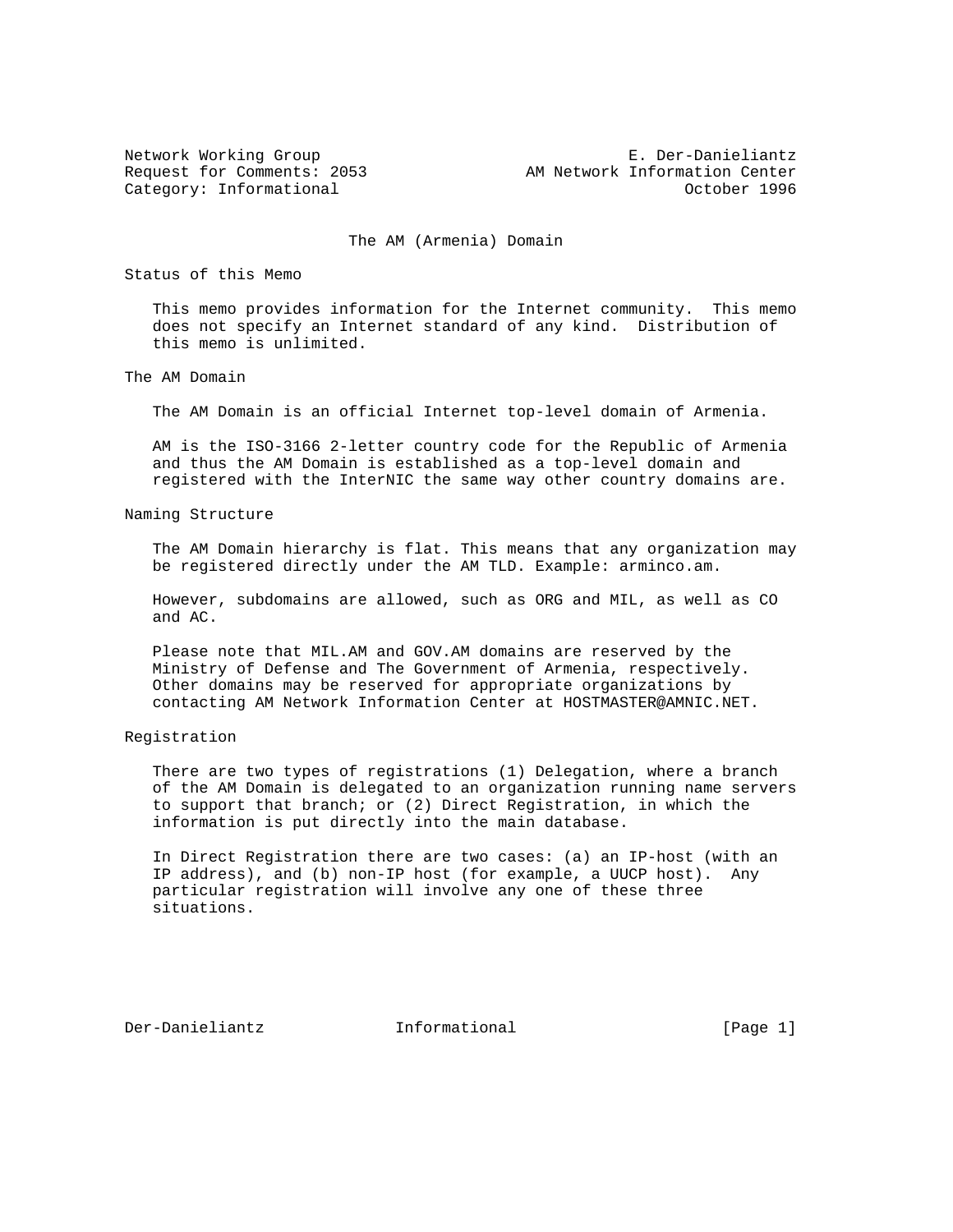Network Working Group E. Der-Danieliantz
Request for Comments: 2053 AM Network Information Center
Category: Informational October 1996

# The AM (Armenia) Domain

## Status of this Memo

This memo provides information for the Internet community. This memo does not specify an Internet standard of any kind. Distribution of this memo is unlimited.

## The AM Domain

The AM Domain is an official Internet top-level domain of Armenia.

AM is the ISO-3166 2-letter country code for the Republic of Armenia and thus the AM Domain is established as a top-level domain and registered with the InterNIC the same way other country domains are.

## Naming Structure

The AM Domain hierarchy is flat. This means that any organization may be registered directly under the AM TLD. Example: arminco.am.

However, subdomains are allowed, such as ORG and MIL, as well as CO and AC.

Please note that MIL.AM and GOV.AM domains are reserved by the Ministry of Defense and The Government of Armenia, respectively. Other domains may be reserved for appropriate organizations by contacting AM Network Information Center at HOSTMASTER@AMNIC.NET.

## Registration

There are two types of registrations (1) Delegation, where a branch of the AM Domain is delegated to an organization running name servers to support that branch; or (2) Direct Registration, in which the information is put directly into the main database.

In Direct Registration there are two cases: (a) an IP-host (with an IP address), and (b) non-IP host (for example, a UUCP host). Any particular registration will involve any one of these three situations.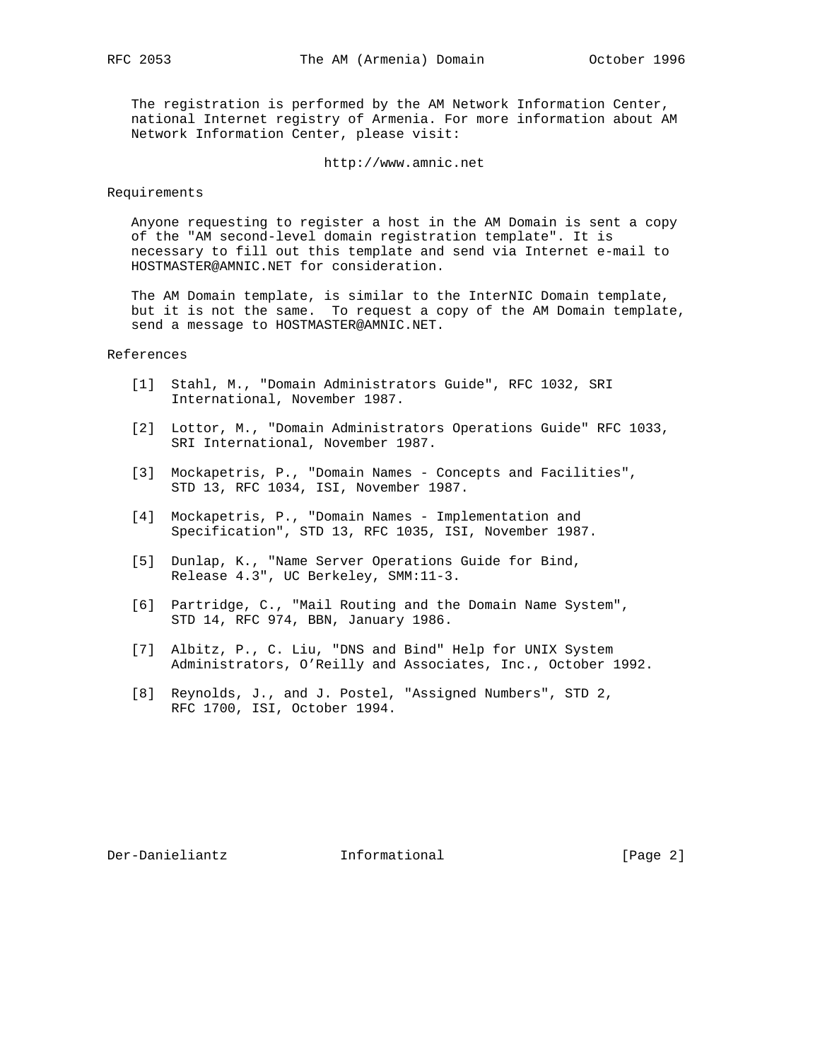The registration is performed by the AM Network Information Center, national Internet registry of Armenia. For more information about AM Network Information Center, please visit:

http://www.amnic.net

## Requirements

Anyone requesting to register a host in the AM Domain is sent a copy of the "AM second-level domain registration template". It is necessary to fill out this template and send via Internet e-mail to HOSTMASTER@AMNIC.NET for consideration.

The AM Domain template, is similar to the InterNIC Domain template, but it is not the same. To request a copy of the AM Domain template, send a message to HOSTMASTER@AMNIC.NET.

## References

[1] Stahl, M., "Domain Administrators Guide", RFC 1032, SRI International, November 1987.

[2] Lottor, M., "Domain Administrators Operations Guide" RFC 1033, SRI International, November 1987.

[3] Mockapetris, P., "Domain Names - Concepts and Facilities", STD 13, RFC 1034, ISI, November 1987.

[4] Mockapetris, P., "Domain Names - Implementation and Specification", STD 13, RFC 1035, ISI, November 1987.

[5] Dunlap, K., "Name Server Operations Guide for Bind, Release 4.3", UC Berkeley, SMM:11-3.

[6] Partridge, C., "Mail Routing and the Domain Name System", STD 14, RFC 974, BBN, January 1986.

[7] Albitz, P., C. Liu, "DNS and Bind" Help for UNIX System Administrators, O'Reilly and Associates, Inc., October 1992.

[8] Reynolds, J., and J. Postel, "Assigned Numbers", STD 2, RFC 1700, ISI, October 1994.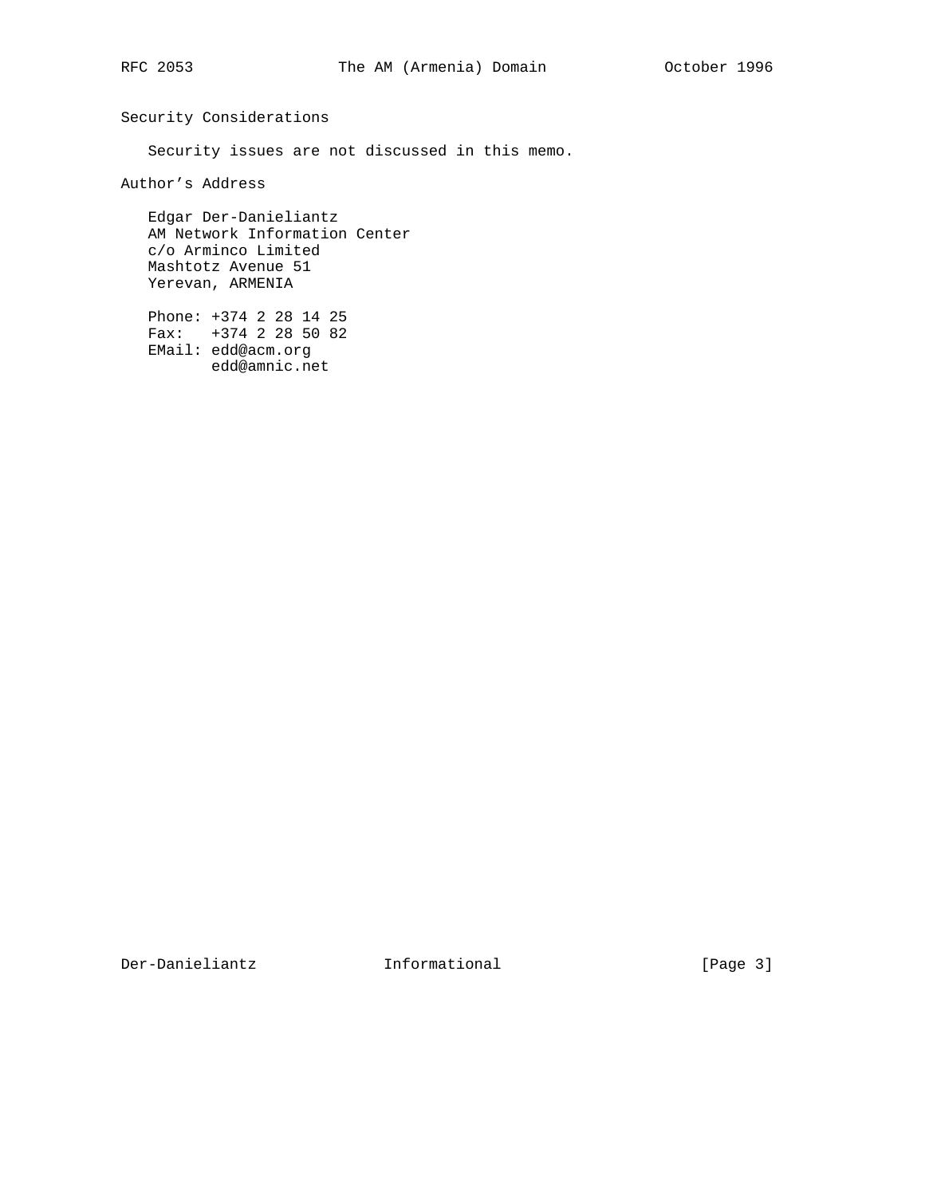## Security Considerations

Security issues are not discussed in this memo.

## Author's Address

Edgar Der-Danieliantz
AM Network Information Center
c/o Arminco Limited
Mashtotz Avenue 51
Yerevan, ARMENIA

Phone: +374 2 28 14 25
Fax: +374 2 28 50 82
EMail: edd@acm.org
edd@amnic.net